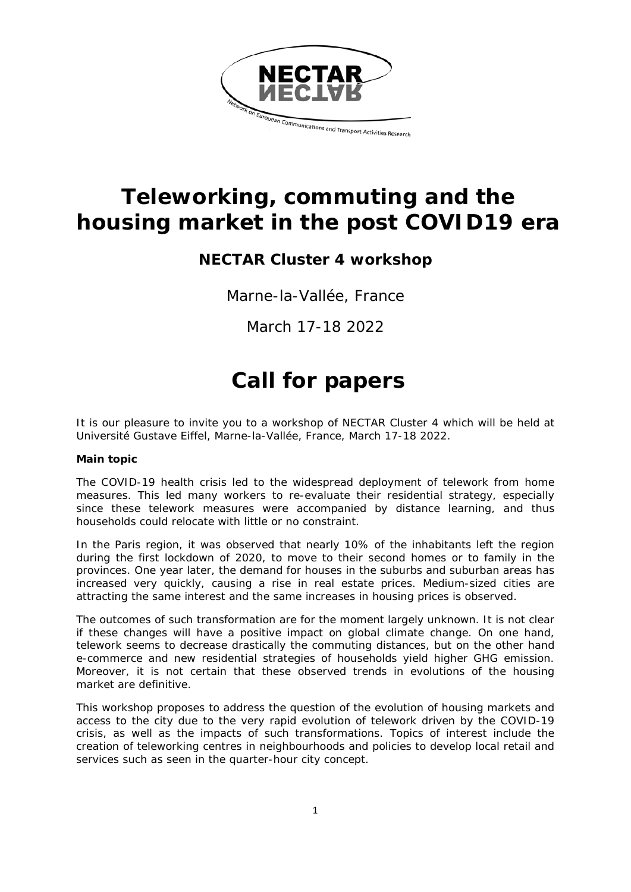# Teleworking, commuting and the housing market in the post COVID19 era

## NECTAR Cluster 4 workshop

Marne-la-Vallée, France

March 17-18 2022

# Call for papers

It is our pleasure to invite you to a workshop of NECTAR Cluster 4 which will be held at Université Gustave Eiffel, Marne-la-Vallée, France, March 17-18 2022.

**Main topic**

The COVID-19 health crisis led to the widespread deployment of telework from home measures. This led many workers to re-evaluate their residential strategy, especially since these telework measures were accompanied by distance learning, and thus households could relocate with little or no constraint.

In the Paris region, it was observed that nearly 10% of the inhabitants left the region during the first lockdown of 2020, to move to their second homes or to family in the provinces. One year later, the demand for houses in the suburbs and suburban areas has increased very quickly, causing a rise in real estate prices. Medium-sized cities are attracting the same interest and the same increases in housing prices is observed.

The outcomes of such transformation are for the moment largely unknown. It is not clear if these changes will have a positive impact on global climate change. On one hand, telework seems to decrease drastically the commuting distances, but on the other hand e-commerce and new residential strategies of households yield higher GHG emission. Moreover, it is not certain that these observed trends in evolutions of the housing market are definitive.

This workshop proposes to address the question of the evolution of housing markets and access to the city due to the very rapid evolution of telework driven by the COVID-19 crisis, as well as the impacts of such transformations. Topics of interest include the creation of teleworking centres in neighbourhoods and policies to develop local retail and services such as seen in the quarter-hour city concept.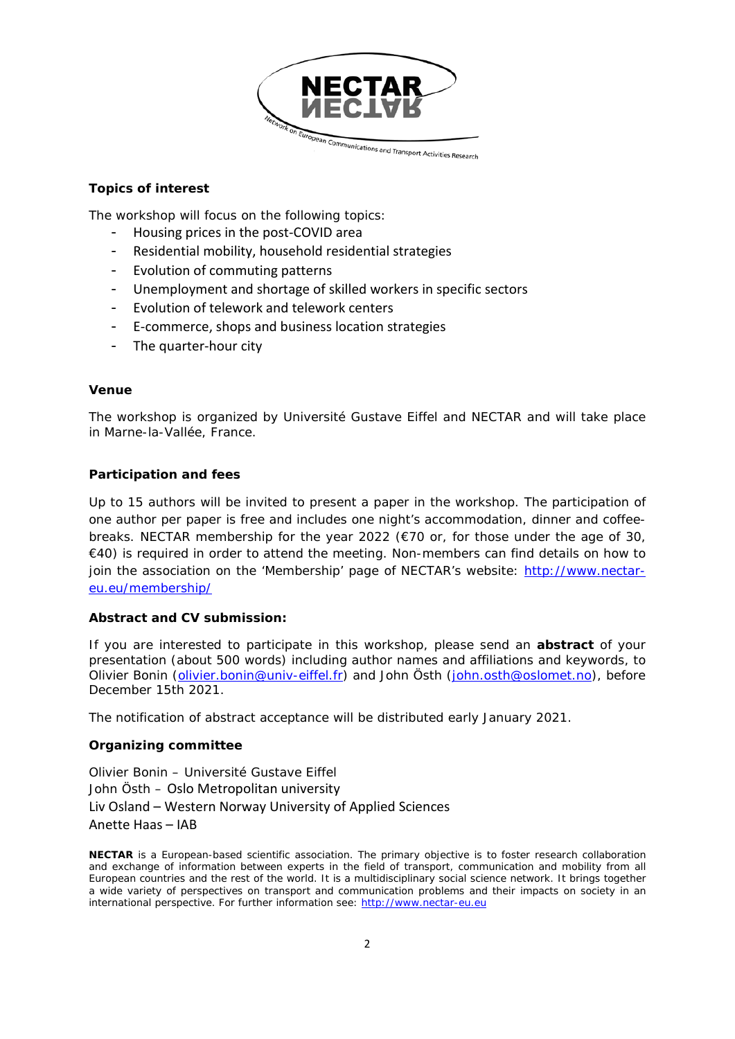**Topics of interest**

The workshop will focus on the following topics:

- Housing prices in the post-COVID area
- Residential mobility, household residential strategies
- Evolution of commuting patterns
- Unemployment and shortage of skilled workers in specific sectors
- Evolution of telework and telework centers
- E-commerce, shops and business location strategies
- The quarter-hour city

**Venue**

The workshop is organized by Université Gustave Eiffel and NECTAR and will take place in Marne-la-Vallée, France.

**Participation and fees**

Up to 15 authors will be invited to present a paper in the workshop. The participation of one author per paper is free and includes one night's accommodation, dinner and coffee-breaks. NECTAR membership for the year 2022 (€70 or, for those under the age of 30, €40) is required in order to attend the meeting. Non-members can find details on how to join the association on the 'Membership' page of NECTAR's website: http://www.nectar-eu.eu/membership/

**Abstract and CV submission:**

If you are interested to participate in this workshop, please send an **abstract** of your presentation (about 500 words) including author names and affiliations and keywords, to Olivier Bonin (olivier.bonin@univ-eiffel.fr) and John Östh (john.osth@oslomet.no), before December 15th 2021.

The notification of abstract acceptance will be distributed early January 2021.

**Organizing committee**

Olivier Bonin – Université Gustave Eiffel
John Östh – Oslo Metropolitan university
Liv Osland – Western Norway University of Applied Sciences
Anette Haas – IAB

**NECTAR** is a European-based scientific association. The primary objective is to foster research collaboration and exchange of information between experts in the field of transport, communication and mobility from all European countries and the rest of the world. It is a multidisciplinary social science network. It brings together a wide variety of perspectives on transport and communication problems and their impacts on society in an international perspective. For further information see: http://www.nectar-eu.eu